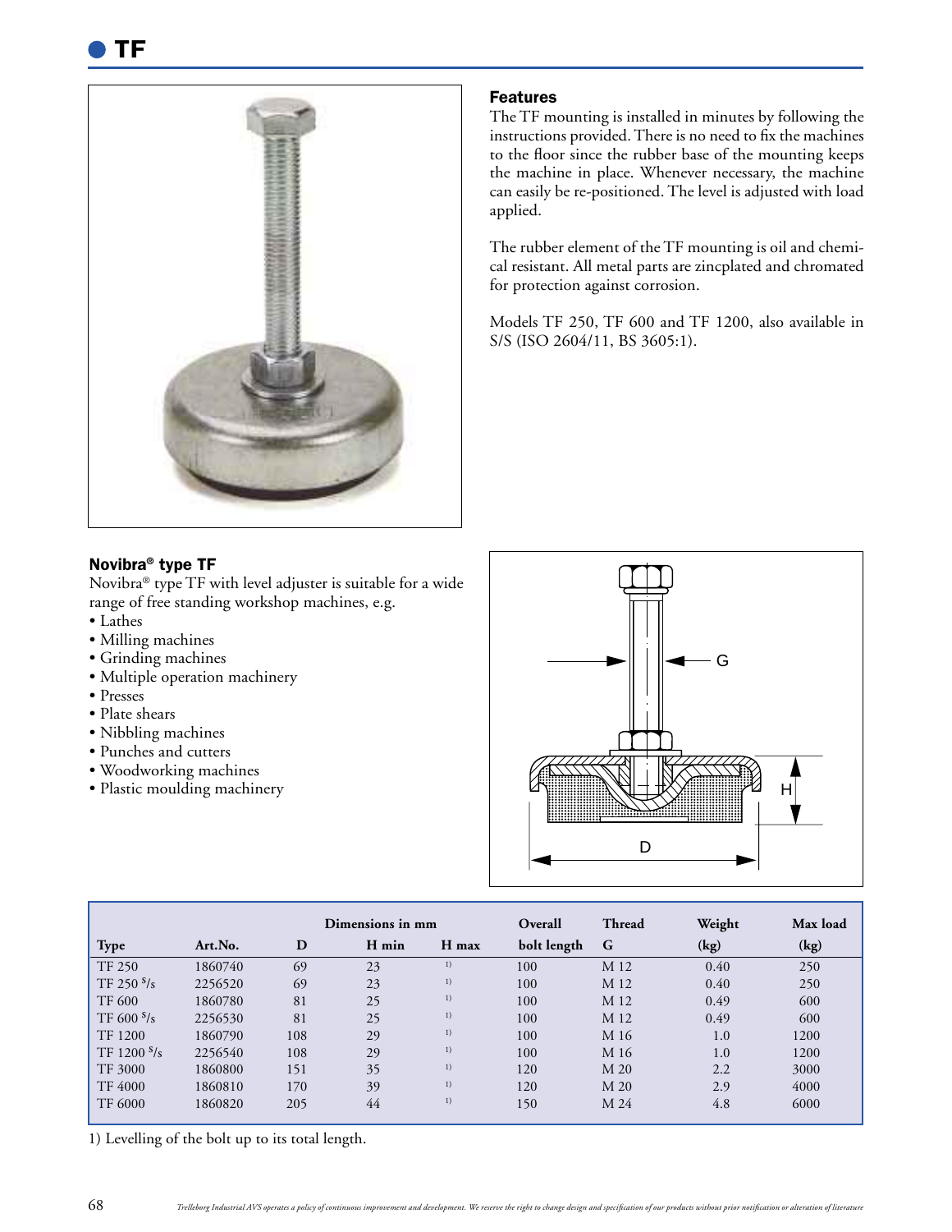# TF

## Features

The TF mounting is installed in minutes by following the instructions provided. There is no need to fix the machines to the floor since the rubber base of the mounting keeps the machine in place. Whenever necessary, the machine can easily be re-positioned. The level is adjusted with load applied.

The rubber element of the TF mounting is oil and chemical resistant. All metal parts are zincplated and chromated for protection against corrosion.

Models TF 250, TF 600 and TF 1200, also available in S/S (ISO 2604/11, BS 3605:1).

## Novibra® type TF

Novibra® type TF with level adjuster is suitable for a wide range of free standing workshop machines, e.g.

- Lathes
- Milling machines
- Grinding machines
- Multiple operation machinery
- Presses
- Plate shears
- Nibbling machines
- Punches and cutters
- Woodworking machines
- Plastic moulding machinery

| Type | Art.No. | Dimensions in mm D | H min | H max | Overall bolt length | Thread G | Weight (kg) | Max load (kg) |
|---|---|---|---|---|---|---|---|---|
| TF 250 | 1860740 | 69 | 23 | 1) | 100 | M 12 | 0.40 | 250 |
| TF 250 S/s | 2256520 | 69 | 23 | 1) | 100 | M 12 | 0.40 | 250 |
| TF 600 | 1860780 | 81 | 25 | 1) | 100 | M 12 | 0.49 | 600 |
| TF 600 S/s | 2256530 | 81 | 25 | 1) | 100 | M 12 | 0.49 | 600 |
| TF 1200 | 1860790 | 108 | 29 | 1) | 100 | M 16 | 1.0 | 1200 |
| TF 1200 S/s | 2256540 | 108 | 29 | 1) | 100 | M 16 | 1.0 | 1200 |
| TF 3000 | 1860800 | 151 | 35 | 1) | 120 | M 20 | 2.2 | 3000 |
| TF 4000 | 1860810 | 170 | 39 | 1) | 120 | M 20 | 2.9 | 4000 |
| TF 6000 | 1860820 | 205 | 44 | 1) | 150 | M 24 | 4.8 | 6000 |

1) Levelling of the bolt up to its total length.

*Trelleborg Industrial AVS operates a policy of continuous improvement and development. We reserve the right to change design and specification of our products without prior notification or alteration of literature*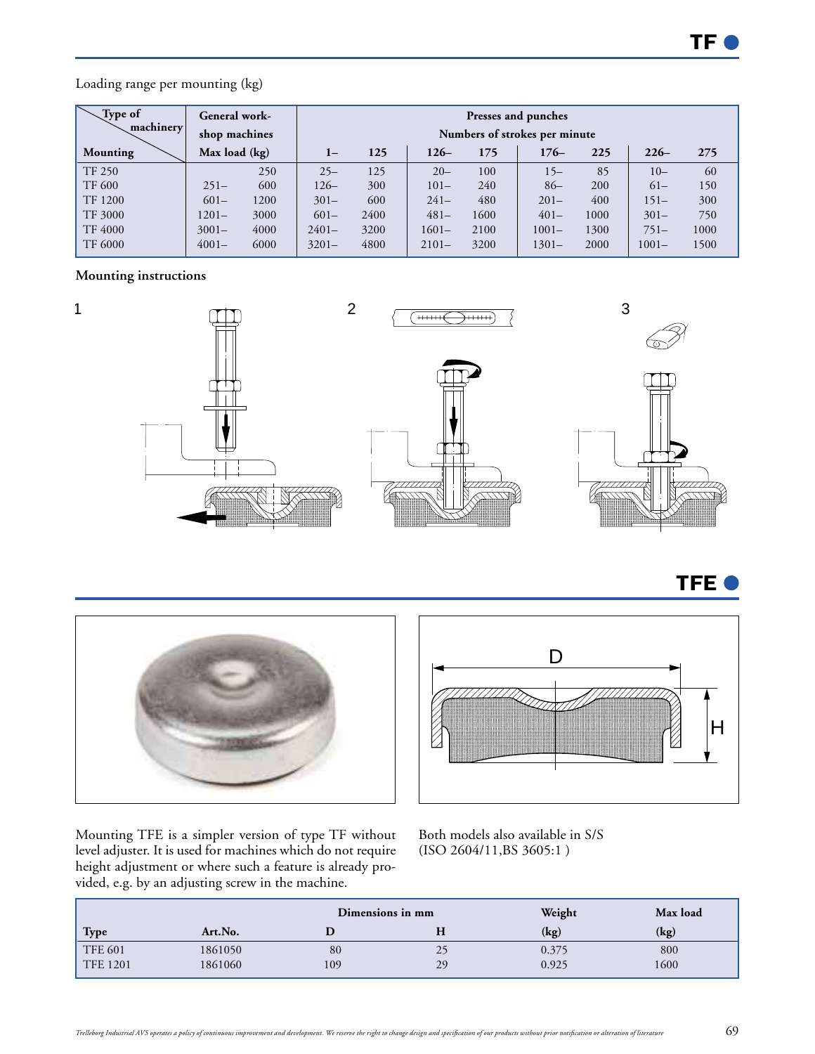# TF

Loading range per mounting (kg)

| Type of machinery / Mounting | General workshop machines | | Presses and punches Numbers of strokes per minute | | | | | | | |
|---|---|---|---|---|---|---|---|---|---|---|
| | Max load (kg) | | 1– | 125 | 126– | 175 | 176– | 225 | 226– | 275 |
| TF 250 | | 250 | 25– | 125 | 20– | 100 | 15– | 85 | 10– | 60 |
| TF 600 | 251– | 600 | 126– | 300 | 101– | 240 | 86– | 200 | 61– | 150 |
| TF 1200 | 601– | 1200 | 301– | 600 | 241– | 480 | 201– | 400 | 151– | 300 |
| TF 3000 | 1201– | 3000 | 601– | 2400 | 481– | 1600 | 401– | 1000 | 301– | 750 |
| TF 4000 | 3001– | 4000 | 2401– | 3200 | 1601– | 2100 | 1001– | 1300 | 751– | 1000 |
| TF 6000 | 4001– | 6000 | 3201– | 4800 | 2101– | 3200 | 1301– | 2000 | 1001– | 1500 |

**Mounting instructions**

1

2

3

# TFE

D

H

Mounting TFE is a simpler version of type TF without level adjuster. It is used for machines which do not require height adjustment or where such a feature is already provided, e.g. by an adjusting screw in the machine.

Both models also available in S/S (ISO 2604/11,BS 3605:1 )

| Type | Art.No. | Dimensions in mm D | H | Weight (kg) | Max load (kg) |
|---|---|---|---|---|---|
| TFE 601 | 1861050 | 80 | 25 | 0.375 | 800 |
| TFE 1201 | 1861060 | 109 | 29 | 0.925 | 1600 |

*Trelleborg Industrial AVS operates a policy of continuous improvement and development. We reserve the right to change design and specification of our products without prior notification or alteration of literature*